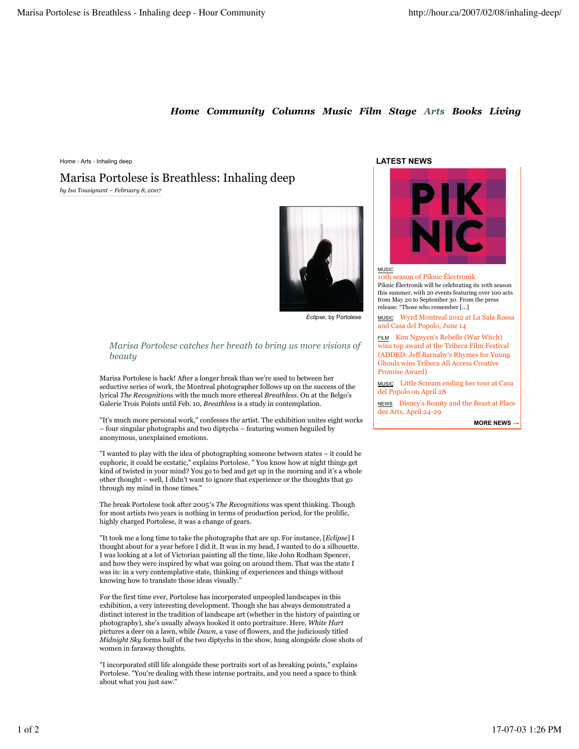Home Community Columns Music Film Stage Arts Books Living

Home › Arts › Inhaling deep

# Marisa Portolese is Breathless: Inhaling deep

*by Isa Tousignant – February 8, 2007*

*Eclipse*, by Portolese

*Marisa Portolese catches her breath to bring us more visions of beauty*

Marisa Portolese is back! After a longer break than we're used to between her seductive series of work, the Montreal photographer follows up on the success of the lyrical *The Recognitions* with the much more ethereal *Breathless*. On at the Belgo's Galerie Trois Points until Feb. 10, *Breathless* is a study in contemplation.

"It's much more personal work," confesses the artist. The exhibition unites eight works – four singular photographs and two diptychs – featuring women beguiled by anonymous, unexplained emotions.

"I wanted to play with the idea of photographing someone between states – it could be euphoric, it could be ecstatic," explains Portolese. " You know how at night things get kind of twisted in your mind? You go to bed and get up in the morning and it's a whole other thought – well, I didn't want to ignore that experience or the thoughts that go through my mind in those times."

The break Portolese took after 2005's *The Recognitions* was spent thinking. Though for most artists two years is nothing in terms of production period, for the prolific, highly charged Portolese, it was a change of gears.

"It took me a long time to take the photographs that are up. For instance, [*Eclipse*] I thought about for a year before I did it. It was in my head, I wanted to do a silhouette. I was looking at a lot of Victorian painting all the time, like John Rodham Spencer, and how they were inspired by what was going on around them. That was the state I was in: in a very contemplative state, thinking of experiences and things without knowing how to translate those ideas visually."

For the first time ever, Portolese has incorporated unpeopled landscapes in this exhibition, a very interesting development. Though she has always demonstrated a distinct interest in the tradition of landscape art (whether in the history of painting or photography), she's usually always hooked it onto portraiture. Here, *White Hart* pictures a deer on a lawn, while *Dawn*, a vase of flowers, and the judiciously titled *Midnight Sky* forms half of the two diptychs in the show, hung alongside close shots of women in faraway thoughts.

"I incorporated still life alongside these portraits sort of as breaking points," explains Portolese. "You're dealing with these intense portraits, and you need a space to think about what you just saw."

## LATEST NEWS

MUSIC
10th season of Piknic Électronik
Piknic Électronik will be celebrating its 10th season this summer, with 20 events featuring over 100 acts from May 20 to September 30. From the press release: "Those who remember [...]

MUSIC Wyrd Montreal 2012 at La Sala Rossa and Casa del Popolo, June 14

FILM Kim Nguyen's Rebelle (War Witch) wins top award at the Tribeca Film Festival (ADDED: Jeff Barnaby's Rhymes for Young Ghouls wins Tribeca All Access Creative Promise Award)

MUSIC Little Scream ending her tour at Casa del Popolo on April 28

NEWS Disney's Beauty and the Beast at Place des Arts, April 24-29

MORE NEWS →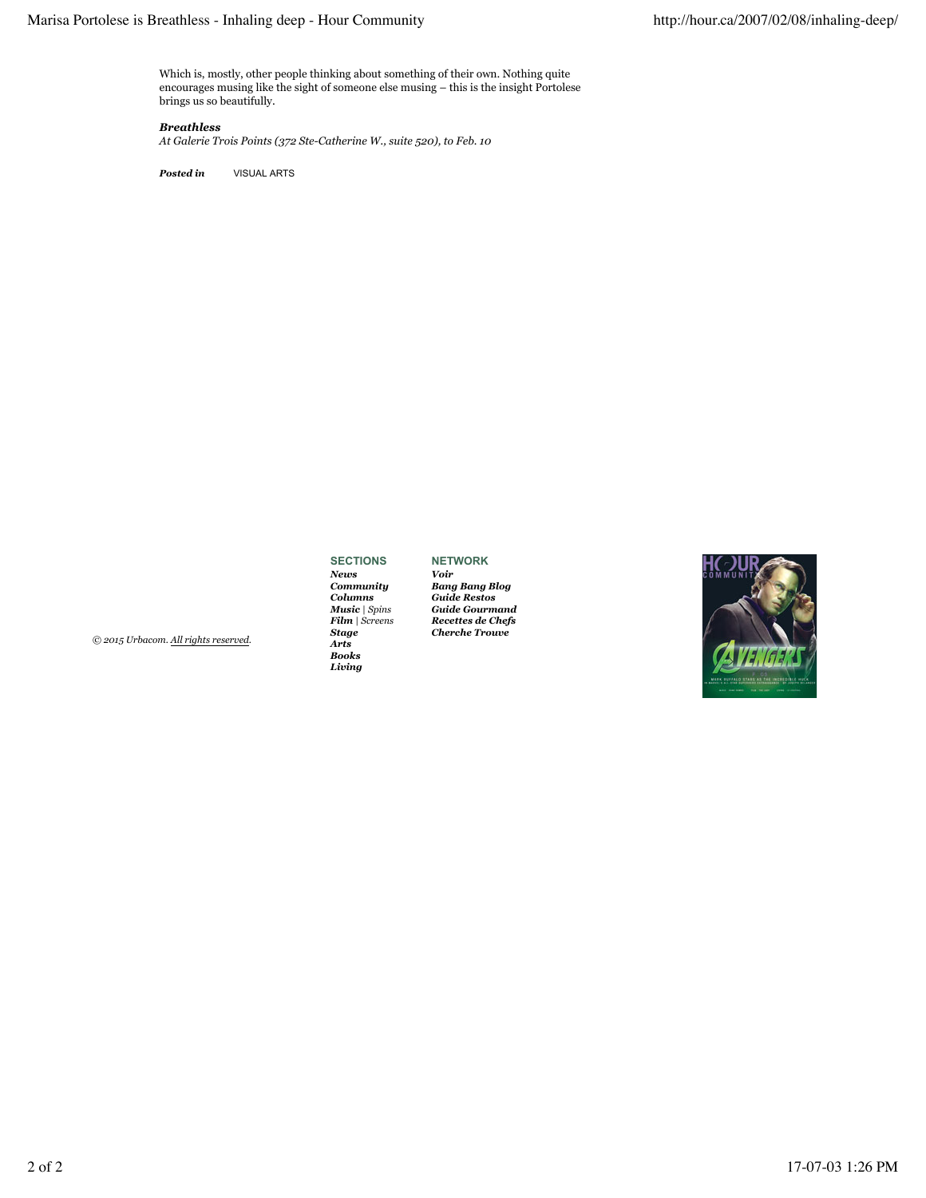Which is, mostly, other people thinking about something of their own. Nothing quite encourages musing like the sight of someone else musing – this is the insight Portolese brings us so beautifully.

***Breathless***
*At Galerie Trois Points (372 Ste-Catherine W., suite 520), to Feb. 10*

***Posted in*** VISUAL ARTS

*© 2015 Urbacom. All rights reserved.*

**SECTIONS**
***News***
***Community***
***Columns***
***Music*** | *Spins*
***Film*** | *Screens*
***Stage***
***Arts***
***Books***
***Living***

**NETWORK**
***Voir***
***Bang Bang Blog***
***Guide Restos***
***Guide Gourmand***
***Recettes de Chefs***
***Cherche Trouve***